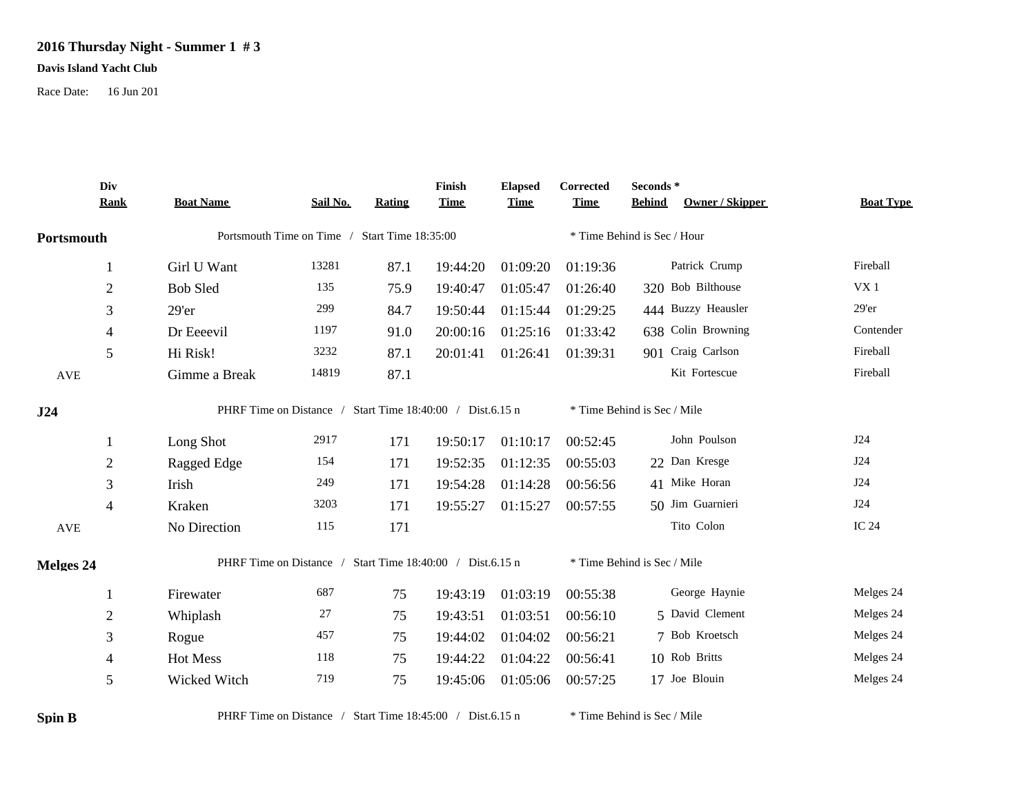**2016 Thursday Night - Summer 1 # 3**

**Davis Island Yacht Club**

Race Date: 16 Jun 201

| | Div Rank | Boat Name | Sail No. | Rating | Finish Time | Elapsed Time | Corrected Time | Seconds * Behind | Owner / Skipper | Boat Type |
|---|---|---|---|---|---|---|---|---|---|---|
| **Portsmouth** | | Portsmouth Time on Time / Start Time 18:35:00 | | | | | * Time Behind is Sec / Hour | | | |
| | 1 | Girl U Want | 13281 | 87.1 | 19:44:20 | 01:09:20 | 01:19:36 | | Patrick Crump | Fireball |
| | 2 | Bob Sled | 135 | 75.9 | 19:40:47 | 01:05:47 | 01:26:40 | 320 | Bob Bilthouse | VX 1 |
| | 3 | 29'er | 299 | 84.7 | 19:50:44 | 01:15:44 | 01:29:25 | 444 | Buzzy Heausler | 29'er |
| | 4 | Dr Eeeevil | 1197 | 91.0 | 20:00:16 | 01:25:16 | 01:33:42 | 638 | Colin Browning | Contender |
| | 5 | Hi Risk! | 3232 | 87.1 | 20:01:41 | 01:26:41 | 01:39:31 | 901 | Craig Carlson | Fireball |
| AVE | | Gimme a Break | 14819 | 87.1 | | | | | Kit Fortescue | Fireball |
| **J24** | | PHRF Time on Distance / Start Time 18:40:00 / Dist.6.15 n | | | | | * Time Behind is Sec / Mile | | | |
| | 1 | Long Shot | 2917 | 171 | 19:50:17 | 01:10:17 | 00:52:45 | | John Poulson | J24 |
| | 2 | Ragged Edge | 154 | 171 | 19:52:35 | 01:12:35 | 00:55:03 | 22 | Dan Kresge | J24 |
| | 3 | Irish | 249 | 171 | 19:54:28 | 01:14:28 | 00:56:56 | 41 | Mike Horan | J24 |
| | 4 | Kraken | 3203 | 171 | 19:55:27 | 01:15:27 | 00:57:55 | 50 | Jim Guarnieri | J24 |
| AVE | | No Direction | 115 | 171 | | | | | Tito Colon | IC 24 |
| **Melges 24** | | PHRF Time on Distance / Start Time 18:40:00 / Dist.6.15 n | | | | | * Time Behind is Sec / Mile | | | |
| | 1 | Firewater | 687 | 75 | 19:43:19 | 01:03:19 | 00:55:38 | | George Haynie | Melges 24 |
| | 2 | Whiplash | 27 | 75 | 19:43:51 | 01:03:51 | 00:56:10 | 5 | David Clement | Melges 24 |
| | 3 | Rogue | 457 | 75 | 19:44:02 | 01:04:02 | 00:56:21 | 7 | Bob Kroetsch | Melges 24 |
| | 4 | Hot Mess | 118 | 75 | 19:44:22 | 01:04:22 | 00:56:41 | 10 | Rob Britts | Melges 24 |
| | 5 | Wicked Witch | 719 | 75 | 19:45:06 | 01:05:06 | 00:57:25 | 17 | Joe Blouin | Melges 24 |
| **Spin B** | | PHRF Time on Distance / Start Time 18:45:00 / Dist.6.15 n | | | | | * Time Behind is Sec / Mile | | | |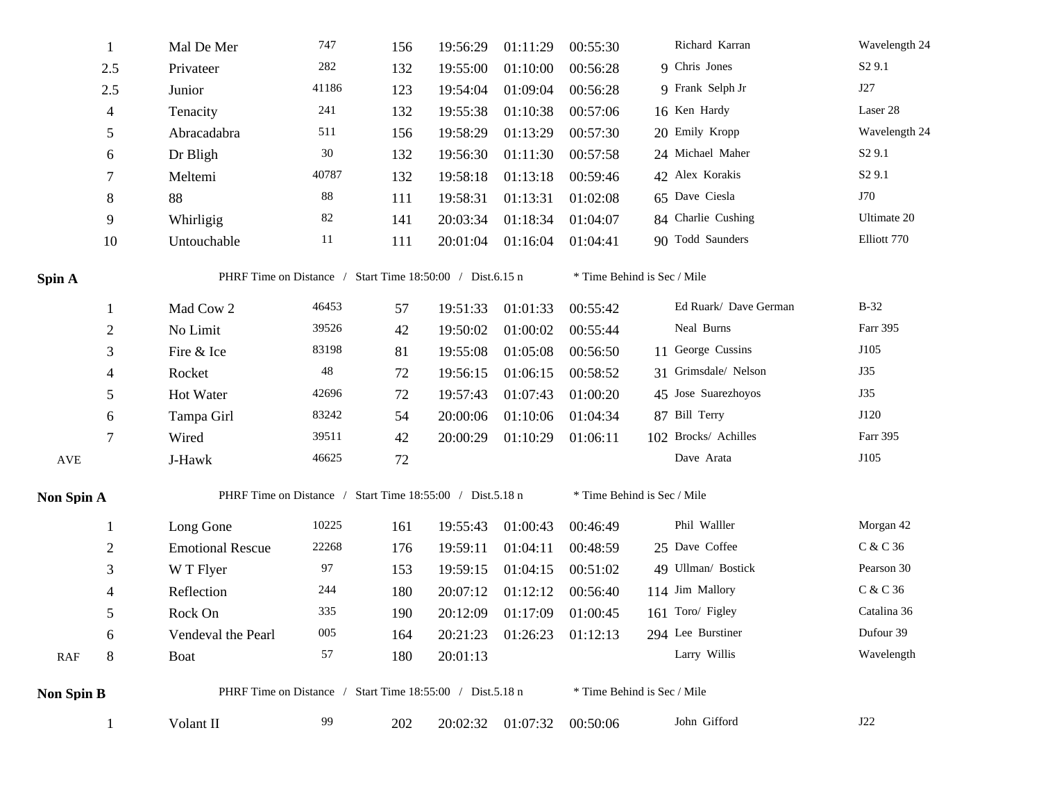| | | | | | | | | | |
|---|---|---|---|---|---|---|---|---|---|
| 1 | Mal De Mer | 747 | 156 | 19:56:29 | 01:11:29 | 00:55:30 | | Richard Karran | Wavelength 24 |
| 2.5 | Privateer | 282 | 132 | 19:55:00 | 01:10:00 | 00:56:28 | 9 | Chris Jones | S2 9.1 |
| 2.5 | Junior | 41186 | 123 | 19:54:04 | 01:09:04 | 00:56:28 | 9 | Frank Selph Jr | J27 |
| 4 | Tenacity | 241 | 132 | 19:55:38 | 01:10:38 | 00:57:06 | 16 | Ken Hardy | Laser 28 |
| 5 | Abracadabra | 511 | 156 | 19:58:29 | 01:13:29 | 00:57:30 | 20 | Emily Kropp | Wavelength 24 |
| 6 | Dr Bligh | 30 | 132 | 19:56:30 | 01:11:30 | 00:57:58 | 24 | Michael Maher | S2 9.1 |
| 7 | Meltemi | 40787 | 132 | 19:58:18 | 01:13:18 | 00:59:46 | 42 | Alex Korakis | S2 9.1 |
| 8 | 88 | 88 | 111 | 19:58:31 | 01:13:31 | 01:02:08 | 65 | Dave Ciesla | J70 |
| 9 | Whirligig | 82 | 141 | 20:03:34 | 01:18:34 | 01:04:07 | 84 | Charlie Cushing | Ultimate 20 |
| 10 | Untouchable | 11 | 111 | 20:01:04 | 01:16:04 | 01:04:41 | 90 | Todd Saunders | Elliott 770 |

**Spin A** PHRF Time on Distance / Start Time 18:50:00 / Dist.6.15 n * Time Behind is Sec / Mile

| | | | | | | | | | | |
|---|---|---|---|---|---|---|---|---|---|---|
| | 1 | Mad Cow 2 | 46453 | 57 | 19:51:33 | 01:01:33 | 00:55:42 | | Ed Ruark/ Dave German | B-32 |
| | 2 | No Limit | 39526 | 42 | 19:50:02 | 01:00:02 | 00:55:44 | | Neal Burns | Farr 395 |
| | 3 | Fire & Ice | 83198 | 81 | 19:55:08 | 01:05:08 | 00:56:50 | 11 | George Cussins | J105 |
| | 4 | Rocket | 48 | 72 | 19:56:15 | 01:06:15 | 00:58:52 | 31 | Grimsdale/ Nelson | J35 |
| | 5 | Hot Water | 42696 | 72 | 19:57:43 | 01:07:43 | 01:00:20 | 45 | Jose Suarezhoyos | J35 |
| | 6 | Tampa Girl | 83242 | 54 | 20:00:06 | 01:10:06 | 01:04:34 | 87 | Bill Terry | J120 |
| | 7 | Wired | 39511 | 42 | 20:00:29 | 01:10:29 | 01:06:11 | 102 | Brocks/ Achilles | Farr 395 |
| AVE | | J-Hawk | 46625 | 72 | | | | | Dave Arata | J105 |

**Non Spin A** PHRF Time on Distance / Start Time 18:55:00 / Dist.5.18 n * Time Behind is Sec / Mile

| | | | | | | | | | | |
|---|---|---|---|---|---|---|---|---|---|---|
| | 1 | Long Gone | 10225 | 161 | 19:55:43 | 01:00:43 | 00:46:49 | | Phil Walller | Morgan 42 |
| | 2 | Emotional Rescue | 22268 | 176 | 19:59:11 | 01:04:11 | 00:48:59 | 25 | Dave Coffee | C & C 36 |
| | 3 | W T Flyer | 97 | 153 | 19:59:15 | 01:04:15 | 00:51:02 | 49 | Ullman/ Bostick | Pearson 30 |
| | 4 | Reflection | 244 | 180 | 20:07:12 | 01:12:12 | 00:56:40 | 114 | Jim Mallory | C & C 36 |
| | 5 | Rock On | 335 | 190 | 20:12:09 | 01:17:09 | 01:00:45 | 161 | Toro/ Figley | Catalina 36 |
| | 6 | Vendeval the Pearl | 005 | 164 | 20:21:23 | 01:26:23 | 01:12:13 | 294 | Lee Burstiner | Dufour 39 |
| RAF | 8 | Boat | 57 | 180 | 20:01:13 | | | | Larry Willis | Wavelength |

**Non Spin B** PHRF Time on Distance / Start Time 18:55:00 / Dist.5.18 n * Time Behind is Sec / Mile

| | | | | | | | | | |
|---|---|---|---|---|---|---|---|---|---|
| 1 | Volant II | 99 | 202 | 20:02:32 | 01:07:32 | 00:50:06 | | John Gifford | J22 |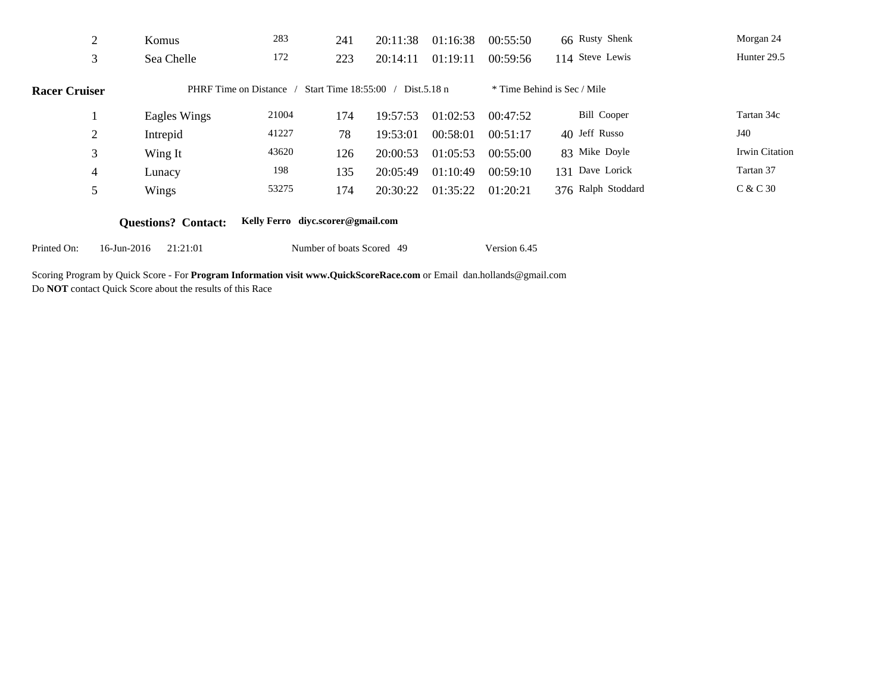| | | | | | | | | | |
|---|---|---|---|---|---|---|---|---|---|
| 2 | Komus | 283 | 241 | 20:11:38 | 01:16:38 | 00:55:50 | 66 | Rusty Shenk | Morgan 24 |
| 3 | Sea Chelle | 172 | 223 | 20:14:11 | 01:19:11 | 00:59:56 | 114 | Steve Lewis | Hunter 29.5 |

**Racer Cruiser** PHRF Time on Distance / Start Time 18:55:00 / Dist.5.18 n * Time Behind is Sec / Mile

| | | | | | | | | | |
|---|---|---|---|---|---|---|---|---|---|
| 1 | Eagles Wings | 21004 | 174 | 19:57:53 | 01:02:53 | 00:47:52 | | Bill Cooper | Tartan 34c |
| 2 | Intrepid | 41227 | 78 | 19:53:01 | 00:58:01 | 00:51:17 | 40 | Jeff Russo | J40 |
| 3 | Wing It | 43620 | 126 | 20:00:53 | 01:05:53 | 00:55:00 | 83 | Mike Doyle | Irwin Citation |
| 4 | Lunacy | 198 | 135 | 20:05:49 | 01:10:49 | 00:59:10 | 131 | Dave Lorick | Tartan 37 |
| 5 | Wings | 53275 | 174 | 20:30:22 | 01:35:22 | 01:20:21 | 376 | Ralph Stoddard | C & C 30 |

**Questions? Contact:** **Kelly Ferro diyc.scorer@gmail.com**

Printed On: 16-Jun-2016 21:21:01 Number of boats Scored 49 Version 6.45

Scoring Program by Quick Score - For **Program Information visit www.QuickScoreRace.com** or Email dan.hollands@gmail.com
Do **NOT** contact Quick Score about the results of this Race